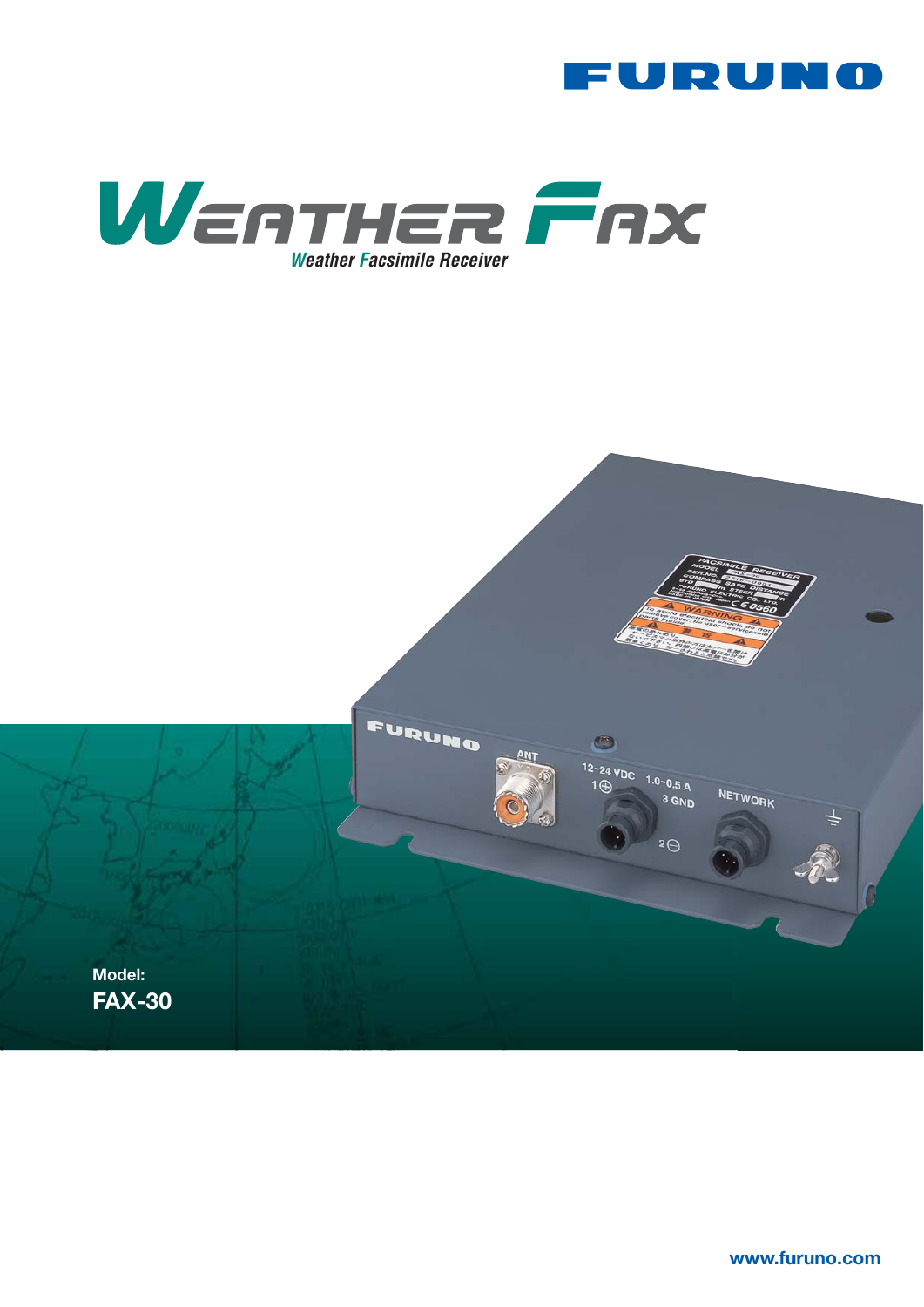# FURUNO

# WEATHER FAX

*Weather Facsimile Receiver*

**Model:**

**FAX-30**

www.furuno.com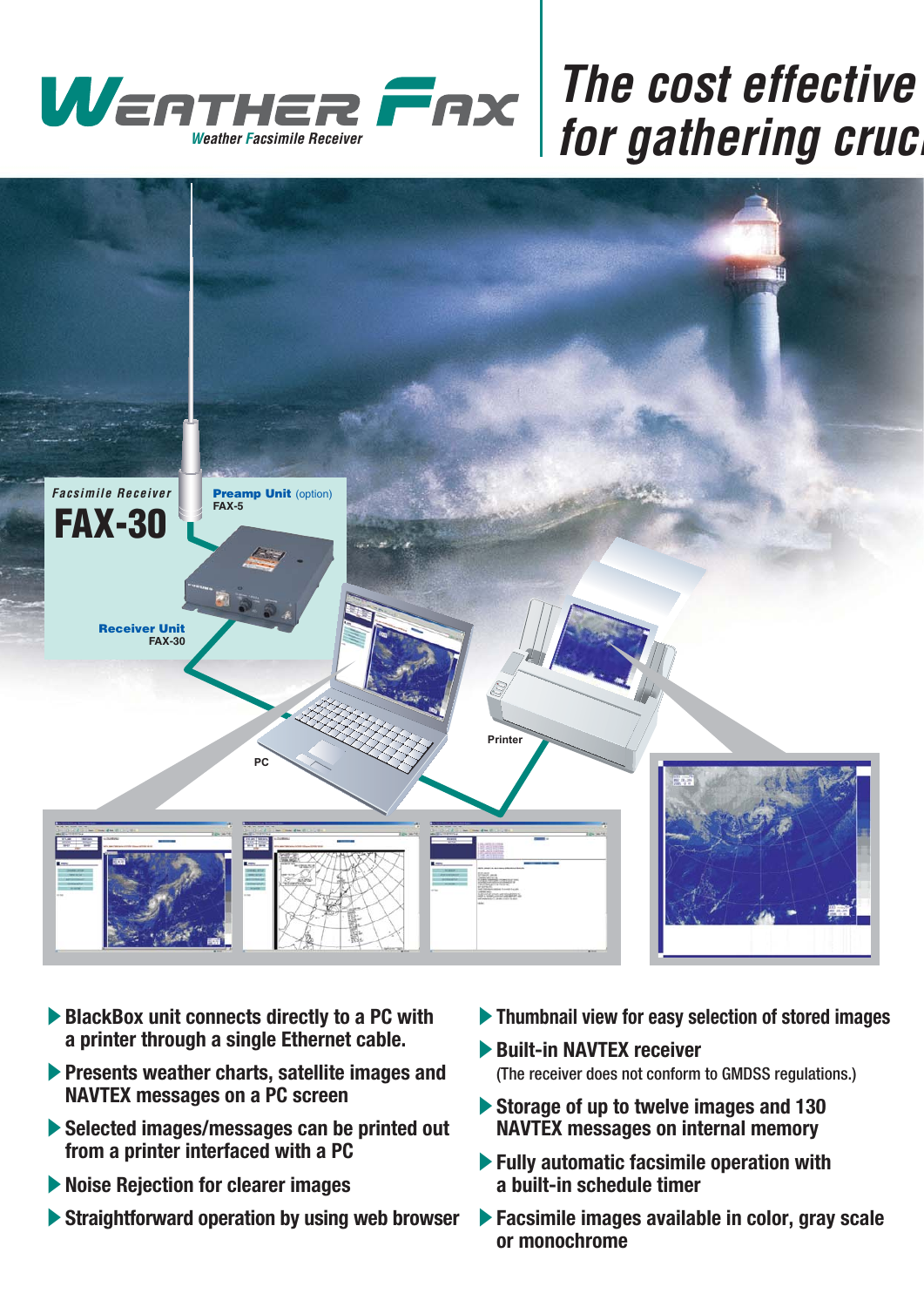# WEATHER FAX

*Weather Facsimile Receiver*

## *The cost effective ... for gathering cruc...*

*Facsimile Receiver*

**FAX-30**

**Preamp Unit** (option)
FAX-5

**Receiver Unit**
FAX-30

PC

Printer

- **BlackBox unit connects directly to a PC with a printer through a single Ethernet cable.**
- **Presents weather charts, satellite images and NAVTEX messages on a PC screen**
- **Selected images/messages can be printed out from a printer interfaced with a PC**
- **Noise Rejection for clearer images**
- **Straightforward operation by using web browser**
- **Thumbnail view for easy selection of stored images**
- **Built-in NAVTEX receiver**
  (The receiver does not conform to GMDSS regulations.)
- **Storage of up to twelve images and 130 NAVTEX messages on internal memory**
- **Fully automatic facsimile operation with a built-in schedule timer**
- **Facsimile images available in color, gray scale or monochrome**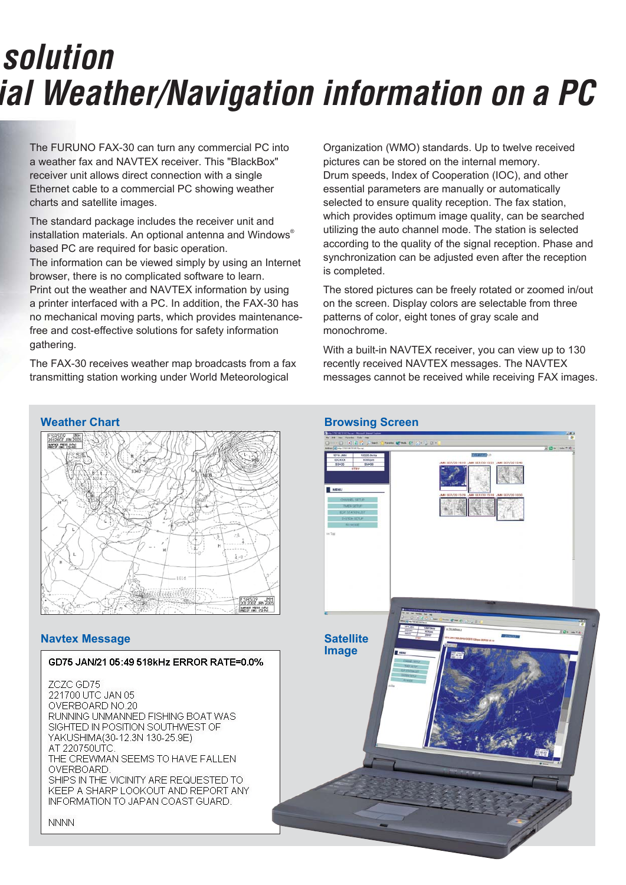# solution

# ial Weather/Navigation information on a PC

The FURUNO FAX-30 can turn any commercial PC into a weather fax and NAVTEX receiver. This "BlackBox" receiver unit allows direct connection with a single Ethernet cable to a commercial PC showing weather charts and satellite images.

The standard package includes the receiver unit and installation materials. An optional antenna and Windows® based PC are required for basic operation.
The information can be viewed simply by using an Internet browser, there is no complicated software to learn.
Print out the weather and NAVTEX information by using a printer interfaced with a PC. In addition, the FAX-30 has no mechanical moving parts, which provides maintenance-free and cost-effective solutions for safety information gathering.

The FAX-30 receives weather map broadcasts from a fax transmitting station working under World Meteorological Organization (WMO) standards. Up to twelve received pictures can be stored on the internal memory.
Drum speeds, Index of Cooperation (IOC), and other essential parameters are manually or automatically selected to ensure quality reception. The fax station, which provides optimum image quality, can be searched utilizing the auto channel mode. The station is selected according to the quality of the signal reception. Phase and synchronization can be adjusted even after the reception is completed.

The stored pictures can be freely rotated or zoomed in/out on the screen. Display colors are selectable from three patterns of color, eight tones of gray scale and monochrome.

With a built-in NAVTEX receiver, you can view up to 130 recently received NAVTEX messages. The NAVTEX messages cannot be received while receiving FAX images.

## Weather Chart

## Browsing Screen

## Navtex Message

```
GD75 JAN/21 05:49 518kHz ERROR RATE=0.0%

ZCZC GD75
221700 UTC JAN 05
OVERBOARD NO.20
RUNNING UNMANNED FISHING BOAT WAS
SIGHTED IN POSITION SOUTHWEST OF
YAKUSHIMA(30-12.3N 130-25.9E)
AT 220750UTC.
THE CREWMAN SEEMS TO HAVE FALLEN
OVERBOARD.
SHIPS IN THE VICINITY ARE REQUESTED TO
KEEP A SHARP LOOKOUT AND REPORT ANY
INFORMATION TO JAPAN COAST GUARD.

NNNN
```

## Satellite Image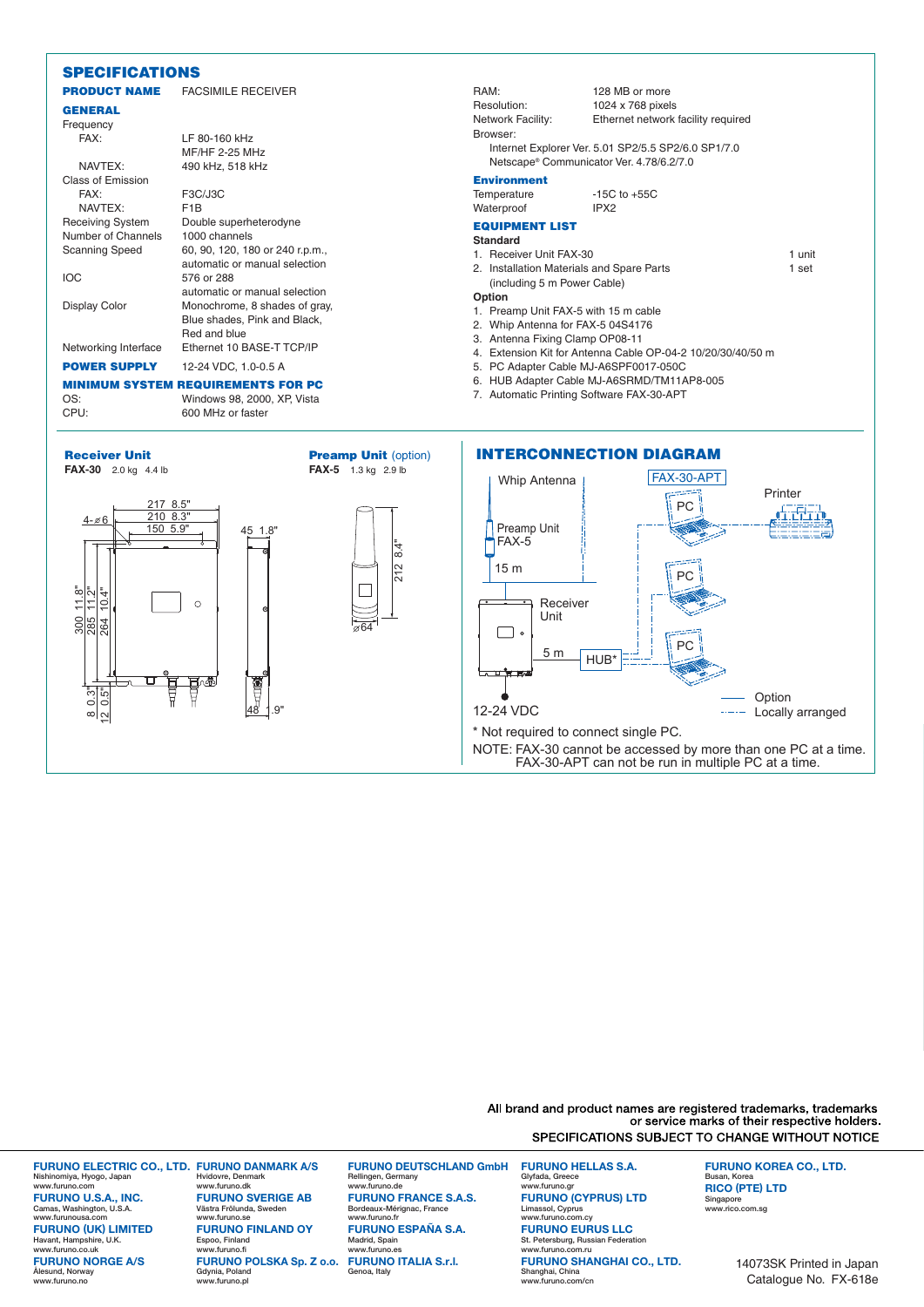# SPECIFICATIONS

**PRODUCT NAME** FACSIMILE RECEIVER

## GENERAL

| | |
|---|---|
| Frequency | |
| FAX: | LF 80-160 kHz<br>MF/HF 2-25 MHz |
| NAVTEX: | 490 kHz, 518 kHz |
| Class of Emission | |
| FAX: | F3C/J3C |
| NAVTEX: | F1B |
| Receiving System | Double superheterodyne |
| Number of Channels | 1000 channels |
| Scanning Speed | 60, 90, 120, 180 or 240 r.p.m., automatic or manual selection |
| IOC | 576 or 288<br>automatic or manual selection |
| Display Color | Monochrome, 8 shades of gray, Blue shades, Pink and Black, Red and blue |
| Networking Interface | Ethernet 10 BASE-T TCP/IP |

## POWER SUPPLY

12-24 VDC, 1.0-0.5 A

## MINIMUM SYSTEM REQUIREMENTS FOR PC

| | |
|---|---|
| OS: | Windows 98, 2000, XP, Vista |
| CPU: | 600 MHz or faster |
| RAM: | 128 MB or more |
| Resolution: | 1024 x 768 pixels |
| Network Facility: | Ethernet network facility required |

Browser:

Internet Explorer Ver. 5.01 SP2/5.5 SP2/6.0 SP1/7.0
Netscape® Communicator Ver. 4.78/6.2/7.0

## Environment

| | |
|---|---|
| Temperature | -15C to +55C |
| Waterproof | IPX2 |

## EQUIPMENT LIST

**Standard**

1. Receiver Unit FAX-30 — 1 unit
2. Installation Materials and Spare Parts (including 5 m Power Cable) — 1 set

**Option**

1. Preamp Unit FAX-5 with 15 m cable
2. Whip Antenna for FAX-5 04S4176
3. Antenna Fixing Clamp OP08-11
4. Extension Kit for Antenna Cable OP-04-2 10/20/30/40/50 m
5. PC Adapter Cable MJ-A6SPF0017-050C
6. HUB Adapter Cable MJ-A6SRMD/TM11AP8-005
7. Automatic Printing Software FAX-30-APT

**Receiver Unit**

**FAX-30** 2.0 kg 4.4 lb

4-⌀6
217 8.5"
210 8.3"
150 5.9"
45 1.8"
300 11.8"
285 11.2"
264 10.4"
8 0.3"
12 0.5"
48 1.9"

**Preamp Unit** (option)

**FAX-5** 1.3 kg 2.9 lb

212 8.4"
⌀64

## INTERCONNECTION DIAGRAM

Whip Antenna
FAX-30-APT
PC
Printer
Preamp Unit FAX-5
15 m
PC
Receiver Unit
5 m
HUB*
PC
12-24 VDC
Option
Locally arranged

\* Not required to connect single PC.

NOTE: FAX-30 cannot be accessed by more than one PC at a time.
FAX-30-APT can not be run in multiple PC at a time.

All brand and product names are registered trademarks, trademarks or service marks of their respective holders.

SPECIFICATIONS SUBJECT TO CHANGE WITHOUT NOTICE

**FURUNO ELECTRIC CO., LTD.** Nishinomiya, Hyogo, Japan www.furuno.com
**FURUNO U.S.A., INC.** Camas, Washington, U.S.A. www.furunousa.com
**FURUNO (UK) LIMITED** Havant, Hampshire, U.K. www.furuno.co.uk
**FURUNO NORGE A/S** Ålesund, Norway www.furuno.no
**FURUNO DANMARK A/S** Hvidovre, Denmark www.furuno.dk
**FURUNO SVERIGE AB** Västra Frölunda, Sweden www.furuno.se
**FURUNO FINLAND OY** Espoo, Finland www.furuno.fi
**FURUNO POLSKA Sp. Z o.o.** Gdynia, Poland www.furuno.pl
**FURUNO DEUTSCHLAND GmbH** Rellingen, Germany www.furuno.de
**FURUNO FRANCE S.A.S.** Bordeaux-Mérignac, France www.furuno.fr
**FURUNO ESPAÑA S.A.** Madrid, Spain www.furuno.es
**FURUNO ITALIA S.r.l.** Genoa, Italy
**FURUNO HELLAS S.A.** Glyfada, Greece www.furuno.gr
**FURUNO (CYPRUS) LTD** Limassol, Cyprus www.furuno.com.cy
**FURUNO EURUS LLC** St. Petersburg, Russian Federation www.furuno.com.ru
**FURUNO SHANGHAI CO., LTD.** Shanghai, China www.furuno.com/cn
**FURUNO KOREA CO., LTD.** Busan, Korea
**RICO (PTE) LTD** Singapore www.rico.com.sg

14073SK Printed in Japan
Catalogue No. FX-618e